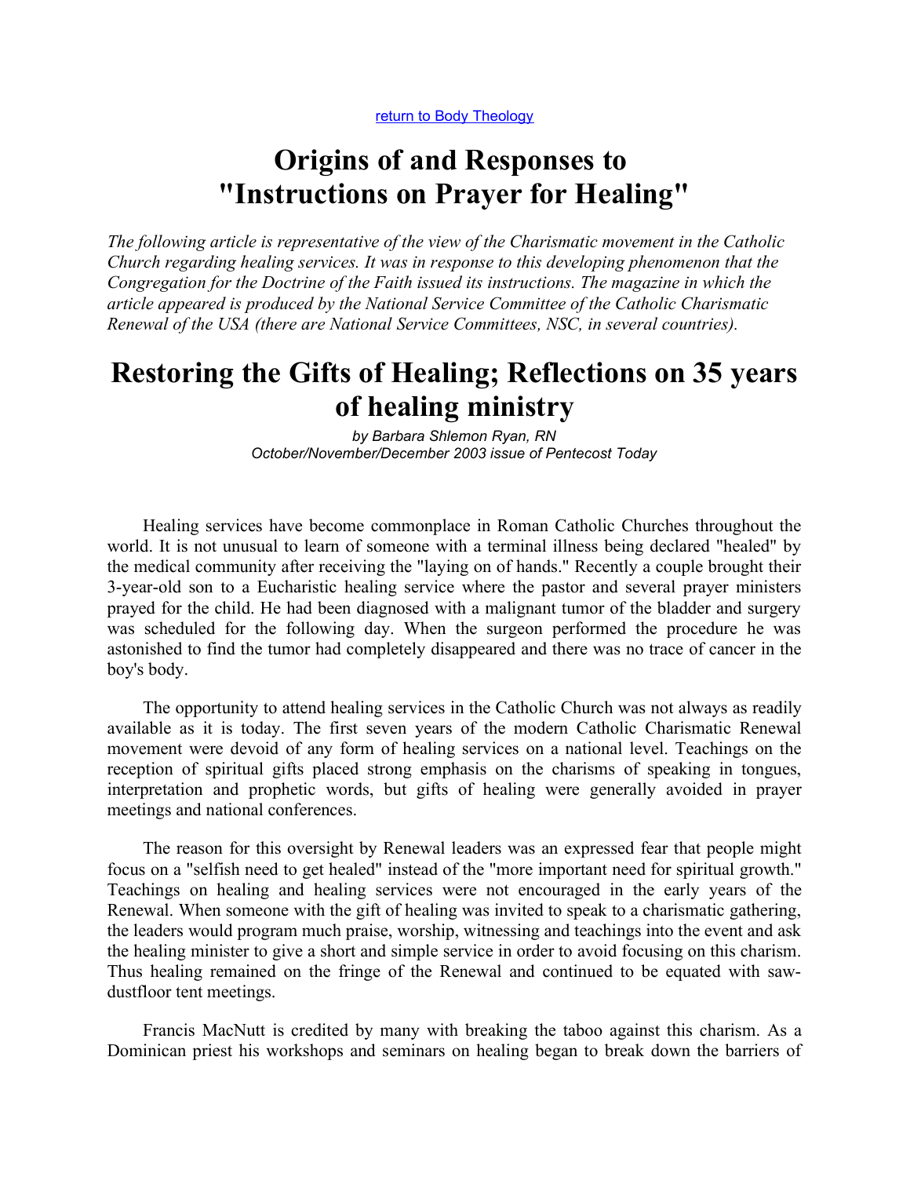[return to Body Theology]

# Origins of and Responses to "Instructions on Prayer for Healing"

*The following article is representative of the view of the Charismatic movement in the Catholic Church regarding healing services. It was in response to this developing phenomenon that the Congregation for the Doctrine of the Faith issued its instructions. The magazine in which the article appeared is produced by the National Service Committee of the Catholic Charismatic Renewal of the USA (there are National Service Committees, NSC, in several countries).*

# Restoring the Gifts of Healing; Reflections on 35 years of healing ministry

*by Barbara Shlemon Ryan, RN*
*October/November/December 2003 issue of Pentecost Today*

Healing services have become commonplace in Roman Catholic Churches throughout the world. It is not unusual to learn of someone with a terminal illness being declared "healed" by the medical community after receiving the "laying on of hands." Recently a couple brought their 3-year-old son to a Eucharistic healing service where the pastor and several prayer ministers prayed for the child. He had been diagnosed with a malignant tumor of the bladder and surgery was scheduled for the following day. When the surgeon performed the procedure he was astonished to find the tumor had completely disappeared and there was no trace of cancer in the boy's body.

The opportunity to attend healing services in the Catholic Church was not always as readily available as it is today. The first seven years of the modern Catholic Charismatic Renewal movement were devoid of any form of healing services on a national level. Teachings on the reception of spiritual gifts placed strong emphasis on the charisms of speaking in tongues, interpretation and prophetic words, but gifts of healing were generally avoided in prayer meetings and national conferences.

The reason for this oversight by Renewal leaders was an expressed fear that people might focus on a "selfish need to get healed" instead of the "more important need for spiritual growth." Teachings on healing and healing services were not encouraged in the early years of the Renewal. When someone with the gift of healing was invited to speak to a charismatic gathering, the leaders would program much praise, worship, witnessing and teachings into the event and ask the healing minister to give a short and simple service in order to avoid focusing on this charism. Thus healing remained on the fringe of the Renewal and continued to be equated with saw-dustfloor tent meetings.

Francis MacNutt is credited by many with breaking the taboo against this charism. As a Dominican priest his workshops and seminars on healing began to break down the barriers of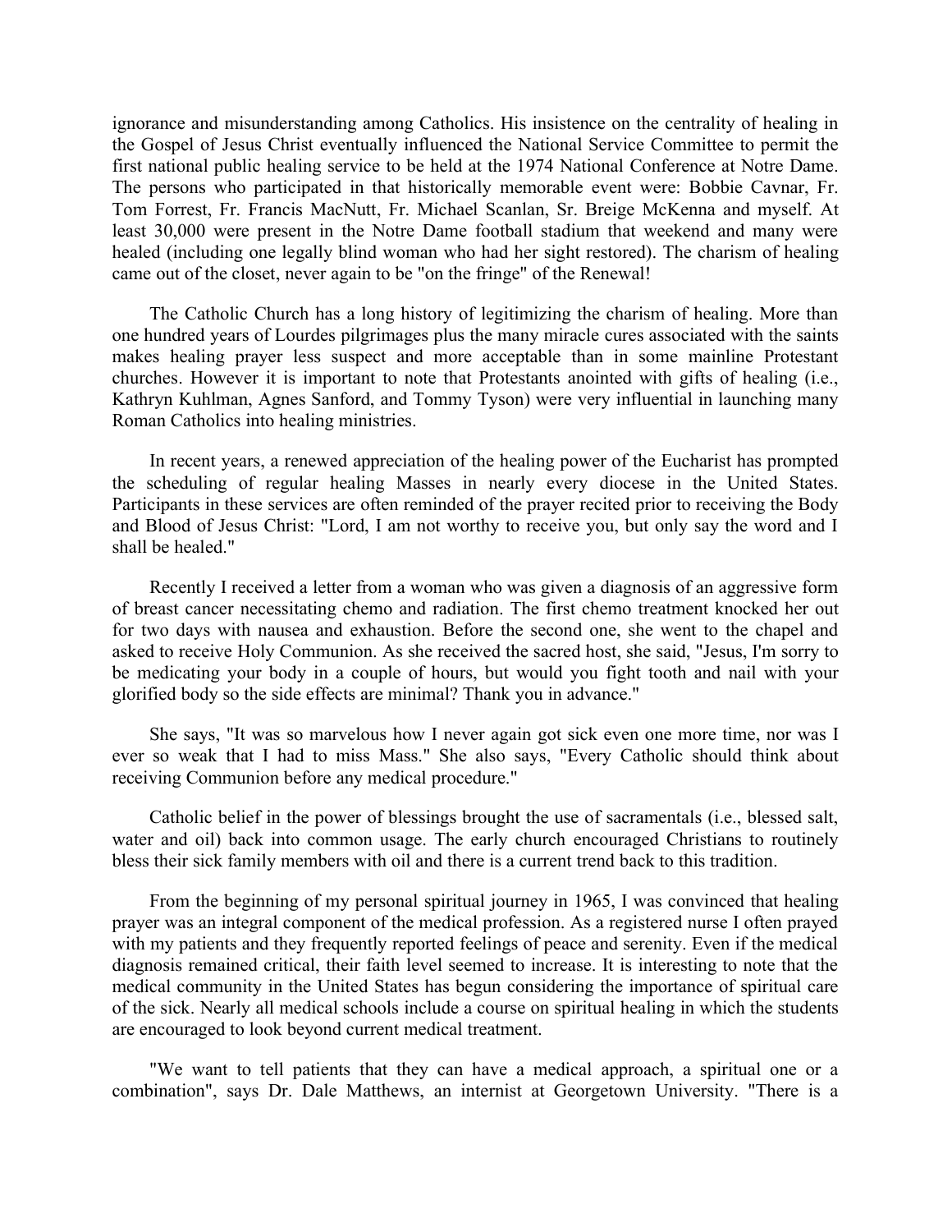ignorance and misunderstanding among Catholics. His insistence on the centrality of healing in the Gospel of Jesus Christ eventually influenced the National Service Committee to permit the first national public healing service to be held at the 1974 National Conference at Notre Dame. The persons who participated in that historically memorable event were: Bobbie Cavnar, Fr. Tom Forrest, Fr. Francis MacNutt, Fr. Michael Scanlan, Sr. Breige McKenna and myself. At least 30,000 were present in the Notre Dame football stadium that weekend and many were healed (including one legally blind woman who had her sight restored). The charism of healing came out of the closet, never again to be "on the fringe" of the Renewal!

The Catholic Church has a long history of legitimizing the charism of healing. More than one hundred years of Lourdes pilgrimages plus the many miracle cures associated with the saints makes healing prayer less suspect and more acceptable than in some mainline Protestant churches. However it is important to note that Protestants anointed with gifts of healing (i.e., Kathryn Kuhlman, Agnes Sanford, and Tommy Tyson) were very influential in launching many Roman Catholics into healing ministries.

In recent years, a renewed appreciation of the healing power of the Eucharist has prompted the scheduling of regular healing Masses in nearly every diocese in the United States. Participants in these services are often reminded of the prayer recited prior to receiving the Body and Blood of Jesus Christ: "Lord, I am not worthy to receive you, but only say the word and I shall be healed."

Recently I received a letter from a woman who was given a diagnosis of an aggressive form of breast cancer necessitating chemo and radiation. The first chemo treatment knocked her out for two days with nausea and exhaustion. Before the second one, she went to the chapel and asked to receive Holy Communion. As she received the sacred host, she said, "Jesus, I'm sorry to be medicating your body in a couple of hours, but would you fight tooth and nail with your glorified body so the side effects are minimal? Thank you in advance."

She says, "It was so marvelous how I never again got sick even one more time, nor was I ever so weak that I had to miss Mass." She also says, "Every Catholic should think about receiving Communion before any medical procedure."

Catholic belief in the power of blessings brought the use of sacramentals (i.e., blessed salt, water and oil) back into common usage. The early church encouraged Christians to routinely bless their sick family members with oil and there is a current trend back to this tradition.

From the beginning of my personal spiritual journey in 1965, I was convinced that healing prayer was an integral component of the medical profession. As a registered nurse I often prayed with my patients and they frequently reported feelings of peace and serenity. Even if the medical diagnosis remained critical, their faith level seemed to increase. It is interesting to note that the medical community in the United States has begun considering the importance of spiritual care of the sick. Nearly all medical schools include a course on spiritual healing in which the students are encouraged to look beyond current medical treatment.

"We want to tell patients that they can have a medical approach, a spiritual one or a combination", says Dr. Dale Matthews, an internist at Georgetown University. "There is a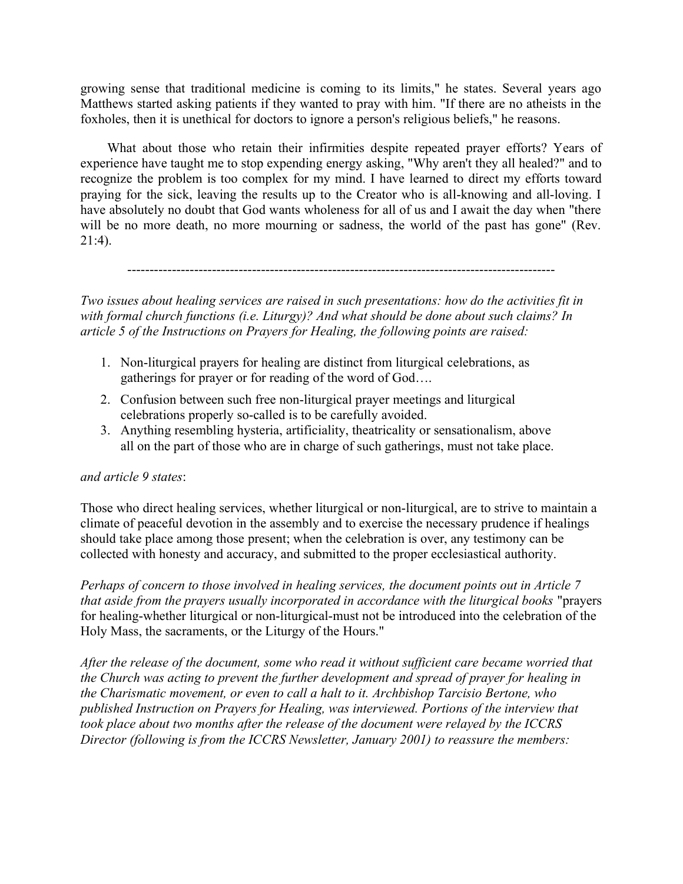growing sense that traditional medicine is coming to its limits," he states. Several years ago Matthews started asking patients if they wanted to pray with him. "If there are no atheists in the foxholes, then it is unethical for doctors to ignore a person's religious beliefs," he reasons.

What about those who retain their infirmities despite repeated prayer efforts? Years of experience have taught me to stop expending energy asking, "Why aren't they all healed?" and to recognize the problem is too complex for my mind. I have learned to direct my efforts toward praying for the sick, leaving the results up to the Creator who is all-knowing and all-loving. I have absolutely no doubt that God wants wholeness for all of us and I await the day when "there will be no more death, no more mourning or sadness, the world of the past has gone" (Rev. 21:4).

---

*Two issues about healing services are raised in such presentations: how do the activities fit in with formal church functions (i.e. Liturgy)? And what should be done about such claims? In article 5 of the Instructions on Prayers for Healing, the following points are raised:*

1. Non-liturgical prayers for healing are distinct from liturgical celebrations, as gatherings for prayer or for reading of the word of God….
2. Confusion between such free non-liturgical prayer meetings and liturgical celebrations properly so-called is to be carefully avoided.
3. Anything resembling hysteria, artificiality, theatricality or sensationalism, above all on the part of those who are in charge of such gatherings, must not take place.

*and article 9 states*:

Those who direct healing services, whether liturgical or non-liturgical, are to strive to maintain a climate of peaceful devotion in the assembly and to exercise the necessary prudence if healings should take place among those present; when the celebration is over, any testimony can be collected with honesty and accuracy, and submitted to the proper ecclesiastical authority.

*Perhaps of concern to those involved in healing services, the document points out in Article 7 that aside from the prayers usually incorporated in accordance with the liturgical books* "prayers for healing-whether liturgical or non-liturgical-must not be introduced into the celebration of the Holy Mass, the sacraments, or the Liturgy of the Hours."

*After the release of the document, some who read it without sufficient care became worried that the Church was acting to prevent the further development and spread of prayer for healing in the Charismatic movement, or even to call a halt to it. Archbishop Tarcisio Bertone, who published Instruction on Prayers for Healing, was interviewed. Portions of the interview that took place about two months after the release of the document were relayed by the ICCRS Director (following is from the ICCRS Newsletter, January 2001) to reassure the members:*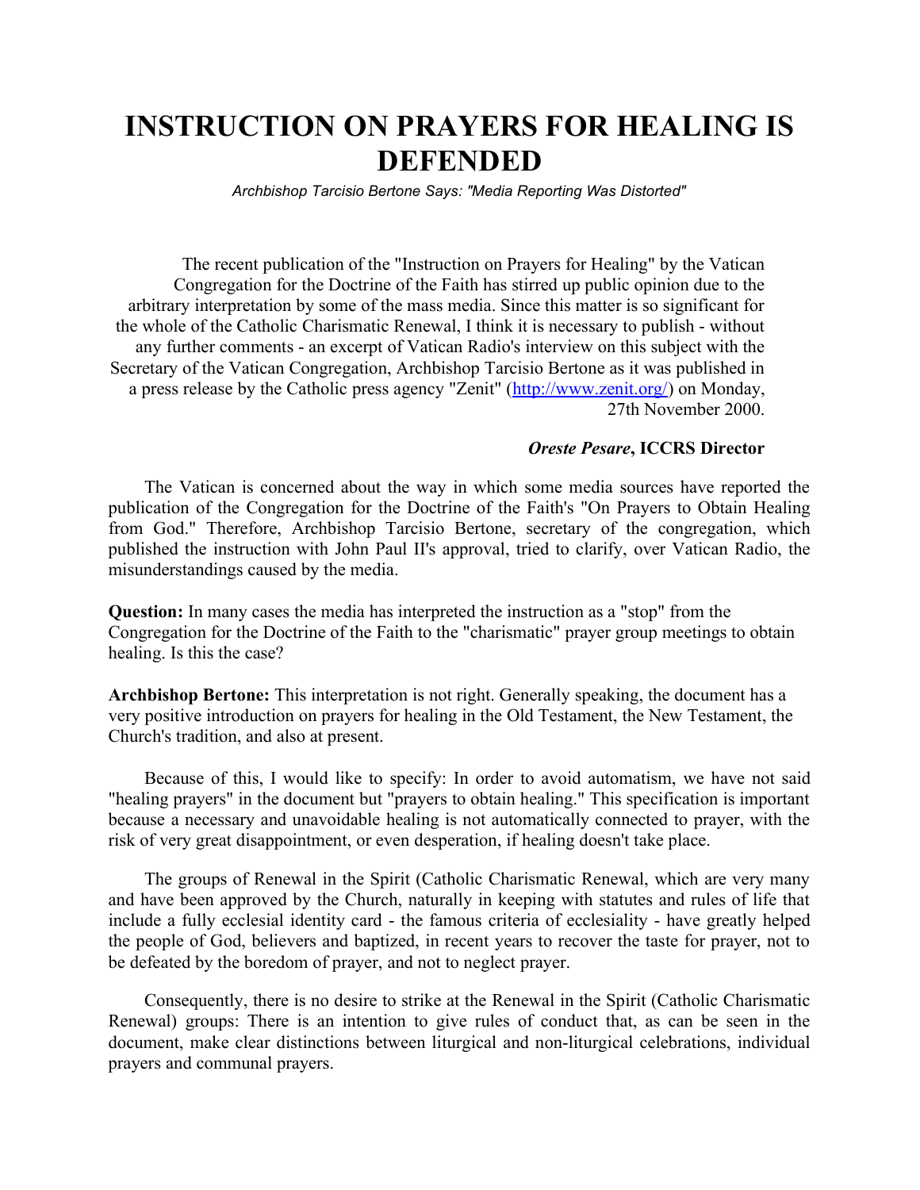# INSTRUCTION ON PRAYERS FOR HEALING IS DEFENDED

*Archbishop Tarcisio Bertone Says: "Media Reporting Was Distorted"*

The recent publication of the "Instruction on Prayers for Healing" by the Vatican Congregation for the Doctrine of the Faith has stirred up public opinion due to the arbitrary interpretation by some of the mass media. Since this matter is so significant for the whole of the Catholic Charismatic Renewal, I think it is necessary to publish - without any further comments - an excerpt of Vatican Radio's interview on this subject with the Secretary of the Vatican Congregation, Archbishop Tarcisio Bertone as it was published in a press release by the Catholic press agency "Zenit" (http://www.zenit.org/) on Monday, 27th November 2000.

***Oreste Pesare*, ICCRS Director**

The Vatican is concerned about the way in which some media sources have reported the publication of the Congregation for the Doctrine of the Faith's "On Prayers to Obtain Healing from God." Therefore, Archbishop Tarcisio Bertone, secretary of the congregation, which published the instruction with John Paul II's approval, tried to clarify, over Vatican Radio, the misunderstandings caused by the media.

**Question:** In many cases the media has interpreted the instruction as a "stop" from the Congregation for the Doctrine of the Faith to the "charismatic" prayer group meetings to obtain healing. Is this the case?

**Archbishop Bertone:** This interpretation is not right. Generally speaking, the document has a very positive introduction on prayers for healing in the Old Testament, the New Testament, the Church's tradition, and also at present.

Because of this, I would like to specify: In order to avoid automatism, we have not said "healing prayers" in the document but "prayers to obtain healing." This specification is important because a necessary and unavoidable healing is not automatically connected to prayer, with the risk of very great disappointment, or even desperation, if healing doesn't take place.

The groups of Renewal in the Spirit (Catholic Charismatic Renewal, which are very many and have been approved by the Church, naturally in keeping with statutes and rules of life that include a fully ecclesial identity card - the famous criteria of ecclesiality - have greatly helped the people of God, believers and baptized, in recent years to recover the taste for prayer, not to be defeated by the boredom of prayer, and not to neglect prayer.

Consequently, there is no desire to strike at the Renewal in the Spirit (Catholic Charismatic Renewal) groups: There is an intention to give rules of conduct that, as can be seen in the document, make clear distinctions between liturgical and non-liturgical celebrations, individual prayers and communal prayers.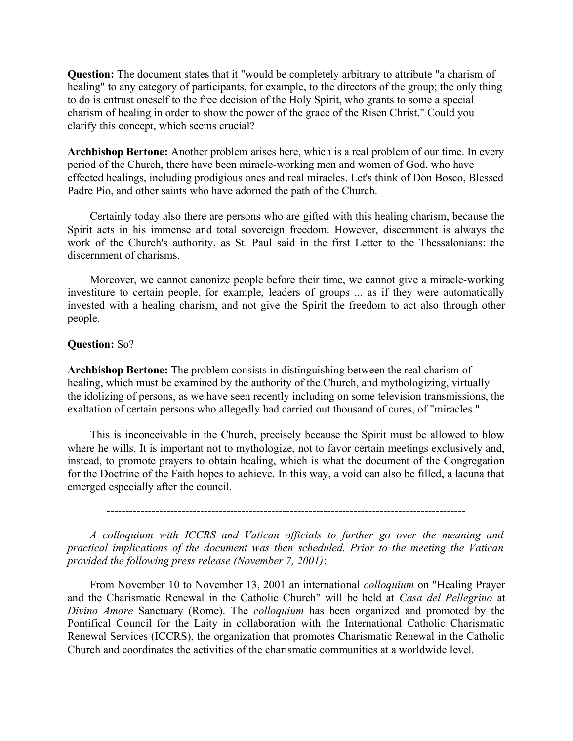**Question:** The document states that it "would be completely arbitrary to attribute "a charism of healing" to any category of participants, for example, to the directors of the group; the only thing to do is entrust oneself to the free decision of the Holy Spirit, who grants to some a special charism of healing in order to show the power of the grace of the Risen Christ." Could you clarify this concept, which seems crucial?

**Archbishop Bertone:** Another problem arises here, which is a real problem of our time. In every period of the Church, there have been miracle-working men and women of God, who have effected healings, including prodigious ones and real miracles. Let's think of Don Bosco, Blessed Padre Pio, and other saints who have adorned the path of the Church.

Certainly today also there are persons who are gifted with this healing charism, because the Spirit acts in his immense and total sovereign freedom. However, discernment is always the work of the Church's authority, as St. Paul said in the first Letter to the Thessalonians: the discernment of charisms.

Moreover, we cannot canonize people before their time, we cannot give a miracle-working investiture to certain people, for example, leaders of groups ... as if they were automatically invested with a healing charism, and not give the Spirit the freedom to act also through other people.

**Question:** So?

**Archbishop Bertone:** The problem consists in distinguishing between the real charism of healing, which must be examined by the authority of the Church, and mythologizing, virtually the idolizing of persons, as we have seen recently including on some television transmissions, the exaltation of certain persons who allegedly had carried out thousand of cures, of "miracles."

This is inconceivable in the Church, precisely because the Spirit must be allowed to blow where he wills. It is important not to mythologize, not to favor certain meetings exclusively and, instead, to promote prayers to obtain healing, which is what the document of the Congregation for the Doctrine of the Faith hopes to achieve. In this way, a void can also be filled, a lacuna that emerged especially after the council.

---

*A colloquium with ICCRS and Vatican officials to further go over the meaning and practical implications of the document was then scheduled. Prior to the meeting the Vatican provided the following press release (November 7, 2001)*:

From November 10 to November 13, 2001 an international *colloquium* on "Healing Prayer and the Charismatic Renewal in the Catholic Church" will be held at *Casa del Pellegrino* at *Divino Amore* Sanctuary (Rome). The *colloquium* has been organized and promoted by the Pontifical Council for the Laity in collaboration with the International Catholic Charismatic Renewal Services (ICCRS), the organization that promotes Charismatic Renewal in the Catholic Church and coordinates the activities of the charismatic communities at a worldwide level.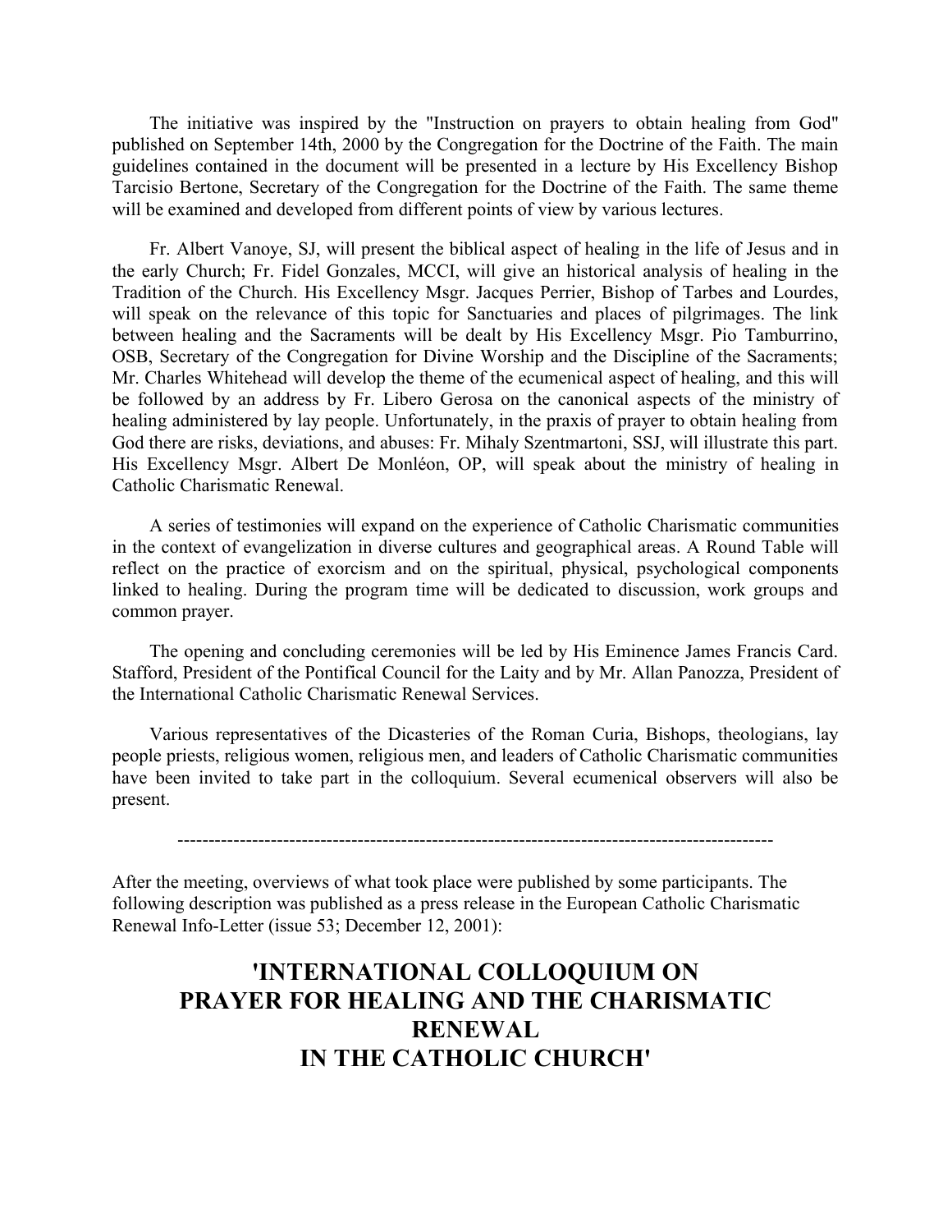The initiative was inspired by the "Instruction on prayers to obtain healing from God" published on September 14th, 2000 by the Congregation for the Doctrine of the Faith. The main guidelines contained in the document will be presented in a lecture by His Excellency Bishop Tarcisio Bertone, Secretary of the Congregation for the Doctrine of the Faith. The same theme will be examined and developed from different points of view by various lectures.

Fr. Albert Vanoye, SJ, will present the biblical aspect of healing in the life of Jesus and in the early Church; Fr. Fidel Gonzales, MCCI, will give an historical analysis of healing in the Tradition of the Church. His Excellency Msgr. Jacques Perrier, Bishop of Tarbes and Lourdes, will speak on the relevance of this topic for Sanctuaries and places of pilgrimages. The link between healing and the Sacraments will be dealt by His Excellency Msgr. Pio Tamburrino, OSB, Secretary of the Congregation for Divine Worship and the Discipline of the Sacraments; Mr. Charles Whitehead will develop the theme of the ecumenical aspect of healing, and this will be followed by an address by Fr. Libero Gerosa on the canonical aspects of the ministry of healing administered by lay people. Unfortunately, in the praxis of prayer to obtain healing from God there are risks, deviations, and abuses: Fr. Mihaly Szentmartoni, SSJ, will illustrate this part. His Excellency Msgr. Albert De Monléon, OP, will speak about the ministry of healing in Catholic Charismatic Renewal.

A series of testimonies will expand on the experience of Catholic Charismatic communities in the context of evangelization in diverse cultures and geographical areas. A Round Table will reflect on the practice of exorcism and on the spiritual, physical, psychological components linked to healing. During the program time will be dedicated to discussion, work groups and common prayer.

The opening and concluding ceremonies will be led by His Eminence James Francis Card. Stafford, President of the Pontifical Council for the Laity and by Mr. Allan Panozza, President of the International Catholic Charismatic Renewal Services.

Various representatives of the Dicasteries of the Roman Curia, Bishops, theologians, lay people priests, religious women, religious men, and leaders of Catholic Charismatic communities have been invited to take part in the colloquium. Several ecumenical observers will also be present.

---

After the meeting, overviews of what took place were published by some participants. The following description was published as a press release in the European Catholic Charismatic Renewal Info-Letter (issue 53; December 12, 2001):

# 'INTERNATIONAL COLLOQUIUM ON PRAYER FOR HEALING AND THE CHARISMATIC RENEWAL IN THE CATHOLIC CHURCH'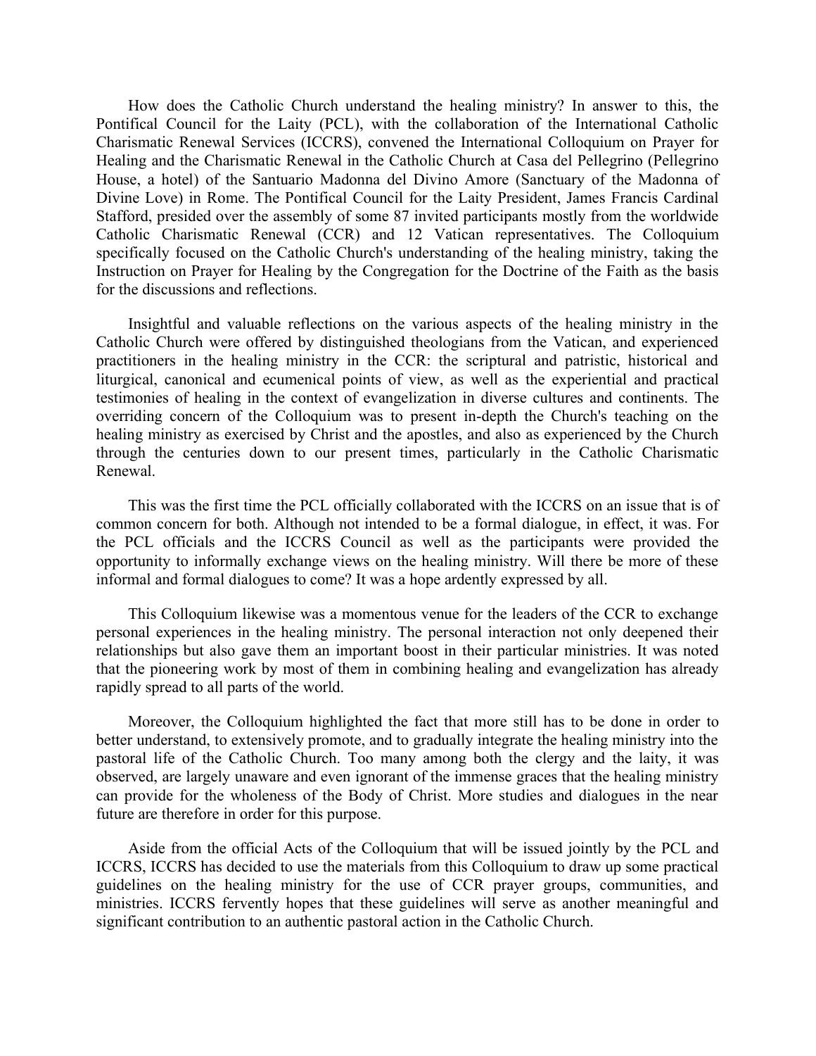How does the Catholic Church understand the healing ministry? In answer to this, the Pontifical Council for the Laity (PCL), with the collaboration of the International Catholic Charismatic Renewal Services (ICCRS), convened the International Colloquium on Prayer for Healing and the Charismatic Renewal in the Catholic Church at Casa del Pellegrino (Pellegrino House, a hotel) of the Santuario Madonna del Divino Amore (Sanctuary of the Madonna of Divine Love) in Rome. The Pontifical Council for the Laity President, James Francis Cardinal Stafford, presided over the assembly of some 87 invited participants mostly from the worldwide Catholic Charismatic Renewal (CCR) and 12 Vatican representatives. The Colloquium specifically focused on the Catholic Church's understanding of the healing ministry, taking the Instruction on Prayer for Healing by the Congregation for the Doctrine of the Faith as the basis for the discussions and reflections.

Insightful and valuable reflections on the various aspects of the healing ministry in the Catholic Church were offered by distinguished theologians from the Vatican, and experienced practitioners in the healing ministry in the CCR: the scriptural and patristic, historical and liturgical, canonical and ecumenical points of view, as well as the experiential and practical testimonies of healing in the context of evangelization in diverse cultures and continents. The overriding concern of the Colloquium was to present in-depth the Church's teaching on the healing ministry as exercised by Christ and the apostles, and also as experienced by the Church through the centuries down to our present times, particularly in the Catholic Charismatic Renewal.

This was the first time the PCL officially collaborated with the ICCRS on an issue that is of common concern for both. Although not intended to be a formal dialogue, in effect, it was. For the PCL officials and the ICCRS Council as well as the participants were provided the opportunity to informally exchange views on the healing ministry. Will there be more of these informal and formal dialogues to come? It was a hope ardently expressed by all.

This Colloquium likewise was a momentous venue for the leaders of the CCR to exchange personal experiences in the healing ministry. The personal interaction not only deepened their relationships but also gave them an important boost in their particular ministries. It was noted that the pioneering work by most of them in combining healing and evangelization has already rapidly spread to all parts of the world.

Moreover, the Colloquium highlighted the fact that more still has to be done in order to better understand, to extensively promote, and to gradually integrate the healing ministry into the pastoral life of the Catholic Church. Too many among both the clergy and the laity, it was observed, are largely unaware and even ignorant of the immense graces that the healing ministry can provide for the wholeness of the Body of Christ. More studies and dialogues in the near future are therefore in order for this purpose.

Aside from the official Acts of the Colloquium that will be issued jointly by the PCL and ICCRS, ICCRS has decided to use the materials from this Colloquium to draw up some practical guidelines on the healing ministry for the use of CCR prayer groups, communities, and ministries. ICCRS fervently hopes that these guidelines will serve as another meaningful and significant contribution to an authentic pastoral action in the Catholic Church.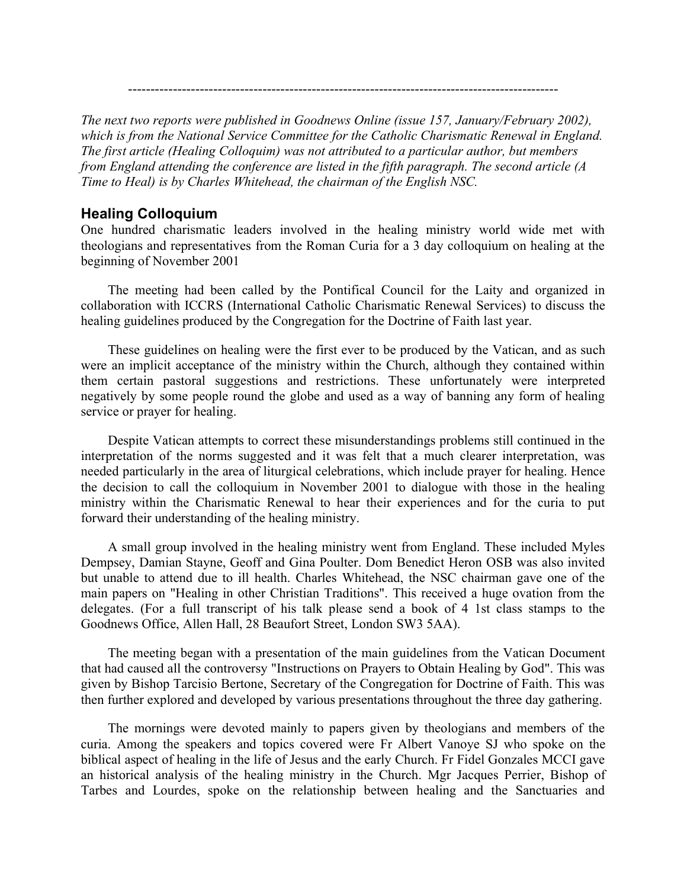---

*The next two reports were published in Goodnews Online (issue 157, January/February 2002), which is from the National Service Committee for the Catholic Charismatic Renewal in England. The first article (Healing Colloquim) was not attributed to a particular author, but members from England attending the conference are listed in the fifth paragraph. The second article (A Time to Heal) is by Charles Whitehead, the chairman of the English NSC.*

## Healing Colloquium

One hundred charismatic leaders involved in the healing ministry world wide met with theologians and representatives from the Roman Curia for a 3 day colloquium on healing at the beginning of November 2001

The meeting had been called by the Pontifical Council for the Laity and organized in collaboration with ICCRS (International Catholic Charismatic Renewal Services) to discuss the healing guidelines produced by the Congregation for the Doctrine of Faith last year.

These guidelines on healing were the first ever to be produced by the Vatican, and as such were an implicit acceptance of the ministry within the Church, although they contained within them certain pastoral suggestions and restrictions. These unfortunately were interpreted negatively by some people round the globe and used as a way of banning any form of healing service or prayer for healing.

Despite Vatican attempts to correct these misunderstandings problems still continued in the interpretation of the norms suggested and it was felt that a much clearer interpretation, was needed particularly in the area of liturgical celebrations, which include prayer for healing. Hence the decision to call the colloquium in November 2001 to dialogue with those in the healing ministry within the Charismatic Renewal to hear their experiences and for the curia to put forward their understanding of the healing ministry.

A small group involved in the healing ministry went from England. These included Myles Dempsey, Damian Stayne, Geoff and Gina Poulter. Dom Benedict Heron OSB was also invited but unable to attend due to ill health. Charles Whitehead, the NSC chairman gave one of the main papers on "Healing in other Christian Traditions". This received a huge ovation from the delegates. (For a full transcript of his talk please send a book of 4 1st class stamps to the Goodnews Office, Allen Hall, 28 Beaufort Street, London SW3 5AA).

The meeting began with a presentation of the main guidelines from the Vatican Document that had caused all the controversy "Instructions on Prayers to Obtain Healing by God". This was given by Bishop Tarcisio Bertone, Secretary of the Congregation for Doctrine of Faith. This was then further explored and developed by various presentations throughout the three day gathering.

The mornings were devoted mainly to papers given by theologians and members of the curia. Among the speakers and topics covered were Fr Albert Vanoye SJ who spoke on the biblical aspect of healing in the life of Jesus and the early Church. Fr Fidel Gonzales MCCI gave an historical analysis of the healing ministry in the Church. Mgr Jacques Perrier, Bishop of Tarbes and Lourdes, spoke on the relationship between healing and the Sanctuaries and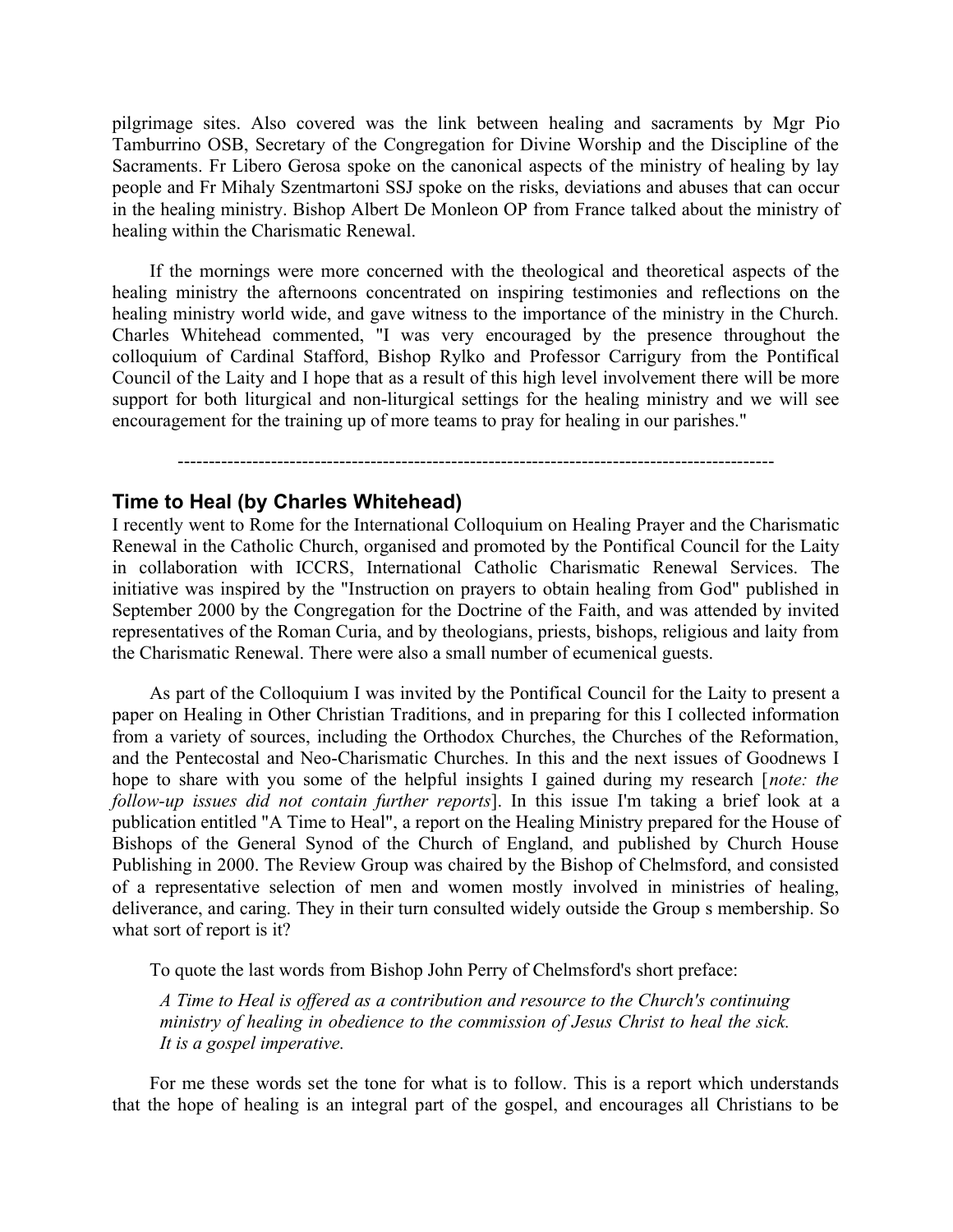pilgrimage sites. Also covered was the link between healing and sacraments by Mgr Pio Tamburrino OSB, Secretary of the Congregation for Divine Worship and the Discipline of the Sacraments. Fr Libero Gerosa spoke on the canonical aspects of the ministry of healing by lay people and Fr Mihaly Szentmartoni SSJ spoke on the risks, deviations and abuses that can occur in the healing ministry. Bishop Albert De Monleon OP from France talked about the ministry of healing within the Charismatic Renewal.

If the mornings were more concerned with the theological and theoretical aspects of the healing ministry the afternoons concentrated on inspiring testimonies and reflections on the healing ministry world wide, and gave witness to the importance of the ministry in the Church. Charles Whitehead commented, "I was very encouraged by the presence throughout the colloquium of Cardinal Stafford, Bishop Rylko and Professor Carrigury from the Pontifical Council of the Laity and I hope that as a result of this high level involvement there will be more support for both liturgical and non-liturgical settings for the healing ministry and we will see encouragement for the training up of more teams to pray for healing in our parishes."

---

## Time to Heal (by Charles Whitehead)

I recently went to Rome for the International Colloquium on Healing Prayer and the Charismatic Renewal in the Catholic Church, organised and promoted by the Pontifical Council for the Laity in collaboration with ICCRS, International Catholic Charismatic Renewal Services. The initiative was inspired by the "Instruction on prayers to obtain healing from God" published in September 2000 by the Congregation for the Doctrine of the Faith, and was attended by invited representatives of the Roman Curia, and by theologians, priests, bishops, religious and laity from the Charismatic Renewal. There were also a small number of ecumenical guests.

As part of the Colloquium I was invited by the Pontifical Council for the Laity to present a paper on Healing in Other Christian Traditions, and in preparing for this I collected information from a variety of sources, including the Orthodox Churches, the Churches of the Reformation, and the Pentecostal and Neo-Charismatic Churches. In this and the next issues of Goodnews I hope to share with you some of the helpful insights I gained during my research [*note: the follow-up issues did not contain further reports*]. In this issue I'm taking a brief look at a publication entitled "A Time to Heal", a report on the Healing Ministry prepared for the House of Bishops of the General Synod of the Church of England, and published by Church House Publishing in 2000. The Review Group was chaired by the Bishop of Chelmsford, and consisted of a representative selection of men and women mostly involved in ministries of healing, deliverance, and caring. They in their turn consulted widely outside the Group s membership. So what sort of report is it?

To quote the last words from Bishop John Perry of Chelmsford's short preface:

> *A Time to Heal is offered as a contribution and resource to the Church's continuing ministry of healing in obedience to the commission of Jesus Christ to heal the sick. It is a gospel imperative.*

For me these words set the tone for what is to follow. This is a report which understands that the hope of healing is an integral part of the gospel, and encourages all Christians to be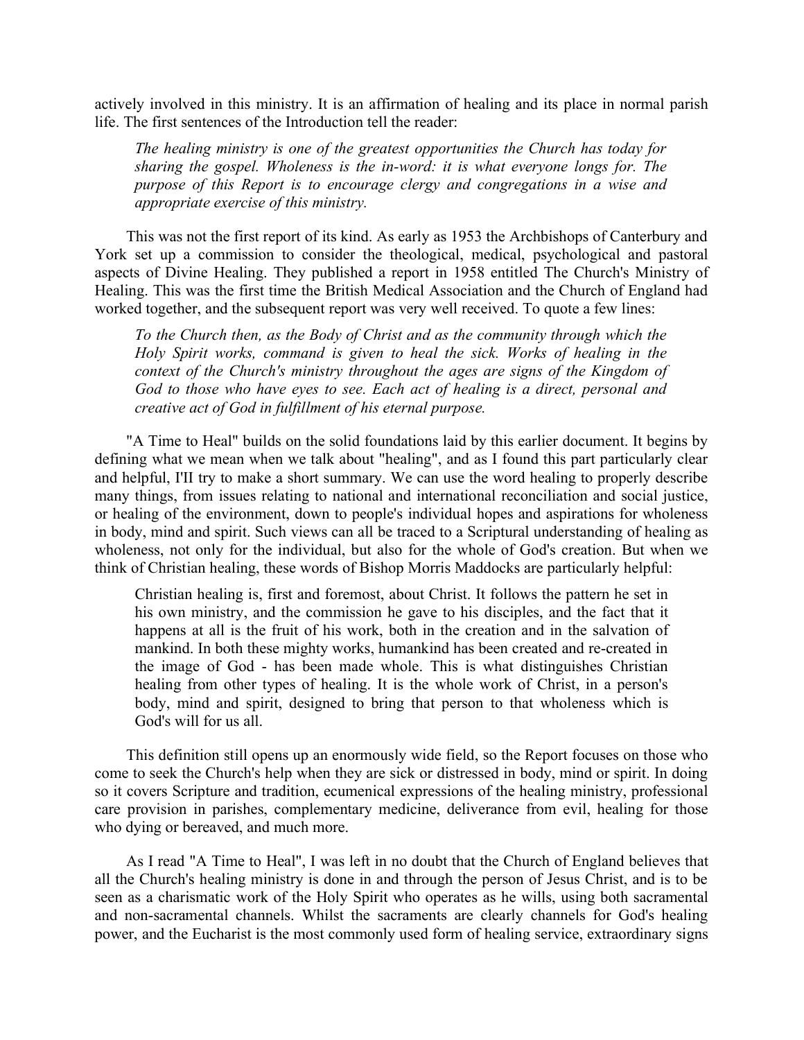actively involved in this ministry. It is an affirmation of healing and its place in normal parish life. The first sentences of the Introduction tell the reader:

> *The healing ministry is one of the greatest opportunities the Church has today for sharing the gospel. Wholeness is the in-word: it is what everyone longs for. The purpose of this Report is to encourage clergy and congregations in a wise and appropriate exercise of this ministry.*

This was not the first report of its kind. As early as 1953 the Archbishops of Canterbury and York set up a commission to consider the theological, medical, psychological and pastoral aspects of Divine Healing. They published a report in 1958 entitled The Church's Ministry of Healing. This was the first time the British Medical Association and the Church of England had worked together, and the subsequent report was very well received. To quote a few lines:

> *To the Church then, as the Body of Christ and as the community through which the Holy Spirit works, command is given to heal the sick. Works of healing in the context of the Church's ministry throughout the ages are signs of the Kingdom of God to those who have eyes to see. Each act of healing is a direct, personal and creative act of God in fulfillment of his eternal purpose.*

"A Time to Heal" builds on the solid foundations laid by this earlier document. It begins by defining what we mean when we talk about "healing", and as I found this part particularly clear and helpful, I'II try to make a short summary. We can use the word healing to properly describe many things, from issues relating to national and international reconciliation and social justice, or healing of the environment, down to people's individual hopes and aspirations for wholeness in body, mind and spirit. Such views can all be traced to a Scriptural understanding of healing as wholeness, not only for the individual, but also for the whole of God's creation. But when we think of Christian healing, these words of Bishop Morris Maddocks are particularly helpful:

> Christian healing is, first and foremost, about Christ. It follows the pattern he set in his own ministry, and the commission he gave to his disciples, and the fact that it happens at all is the fruit of his work, both in the creation and in the salvation of mankind. In both these mighty works, humankind has been created and re-created in the image of God - has been made whole. This is what distinguishes Christian healing from other types of healing. It is the whole work of Christ, in a person's body, mind and spirit, designed to bring that person to that wholeness which is God's will for us all.

This definition still opens up an enormously wide field, so the Report focuses on those who come to seek the Church's help when they are sick or distressed in body, mind or spirit. In doing so it covers Scripture and tradition, ecumenical expressions of the healing ministry, professional care provision in parishes, complementary medicine, deliverance from evil, healing for those who dying or bereaved, and much more.

As I read "A Time to Heal", I was left in no doubt that the Church of England believes that all the Church's healing ministry is done in and through the person of Jesus Christ, and is to be seen as a charismatic work of the Holy Spirit who operates as he wills, using both sacramental and non-sacramental channels. Whilst the sacraments are clearly channels for God's healing power, and the Eucharist is the most commonly used form of healing service, extraordinary signs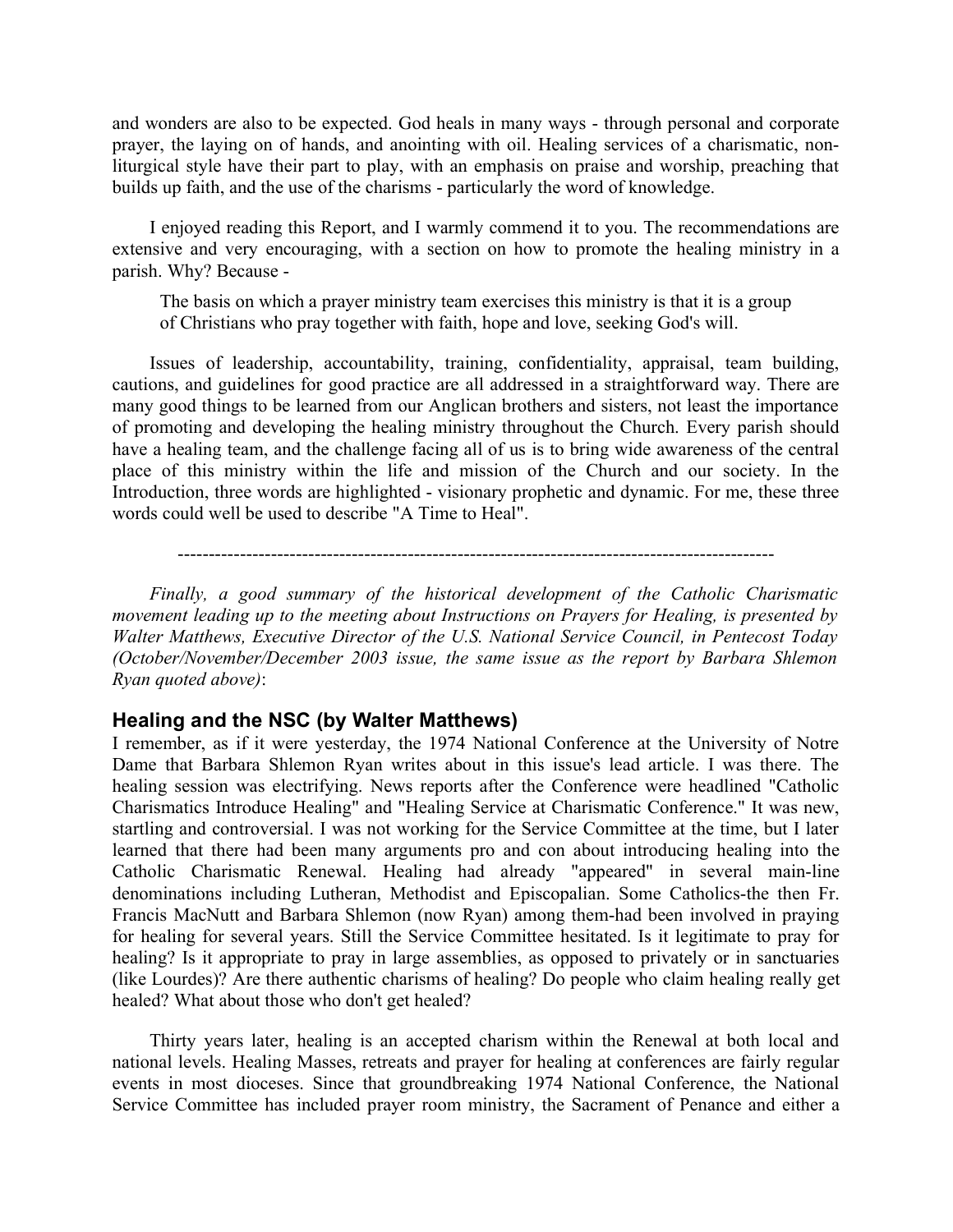and wonders are also to be expected. God heals in many ways - through personal and corporate prayer, the laying on of hands, and anointing with oil. Healing services of a charismatic, non-liturgical style have their part to play, with an emphasis on praise and worship, preaching that builds up faith, and the use of the charisms - particularly the word of knowledge.

I enjoyed reading this Report, and I warmly commend it to you. The recommendations are extensive and very encouraging, with a section on how to promote the healing ministry in a parish. Why? Because -

> The basis on which a prayer ministry team exercises this ministry is that it is a group of Christians who pray together with faith, hope and love, seeking God's will.

Issues of leadership, accountability, training, confidentiality, appraisal, team building, cautions, and guidelines for good practice are all addressed in a straightforward way. There are many good things to be learned from our Anglican brothers and sisters, not least the importance of promoting and developing the healing ministry throughout the Church. Every parish should have a healing team, and the challenge facing all of us is to bring wide awareness of the central place of this ministry within the life and mission of the Church and our society. In the Introduction, three words are highlighted - visionary prophetic and dynamic. For me, these three words could well be used to describe "A Time to Heal".

---

*Finally, a good summary of the historical development of the Catholic Charismatic movement leading up to the meeting about Instructions on Prayers for Healing, is presented by Walter Matthews, Executive Director of the U.S. National Service Council, in Pentecost Today (October/November/December 2003 issue, the same issue as the report by Barbara Shlemon Ryan quoted above)*:

## Healing and the NSC (by Walter Matthews)

I remember, as if it were yesterday, the 1974 National Conference at the University of Notre Dame that Barbara Shlemon Ryan writes about in this issue's lead article. I was there. The healing session was electrifying. News reports after the Conference were headlined "Catholic Charismatics Introduce Healing" and "Healing Service at Charismatic Conference." It was new, startling and controversial. I was not working for the Service Committee at the time, but I later learned that there had been many arguments pro and con about introducing healing into the Catholic Charismatic Renewal. Healing had already "appeared" in several main-line denominations including Lutheran, Methodist and Episcopalian. Some Catholics-the then Fr. Francis MacNutt and Barbara Shlemon (now Ryan) among them-had been involved in praying for healing for several years. Still the Service Committee hesitated. Is it legitimate to pray for healing? Is it appropriate to pray in large assemblies, as opposed to privately or in sanctuaries (like Lourdes)? Are there authentic charisms of healing? Do people who claim healing really get healed? What about those who don't get healed?

Thirty years later, healing is an accepted charism within the Renewal at both local and national levels. Healing Masses, retreats and prayer for healing at conferences are fairly regular events in most dioceses. Since that groundbreaking 1974 National Conference, the National Service Committee has included prayer room ministry, the Sacrament of Penance and either a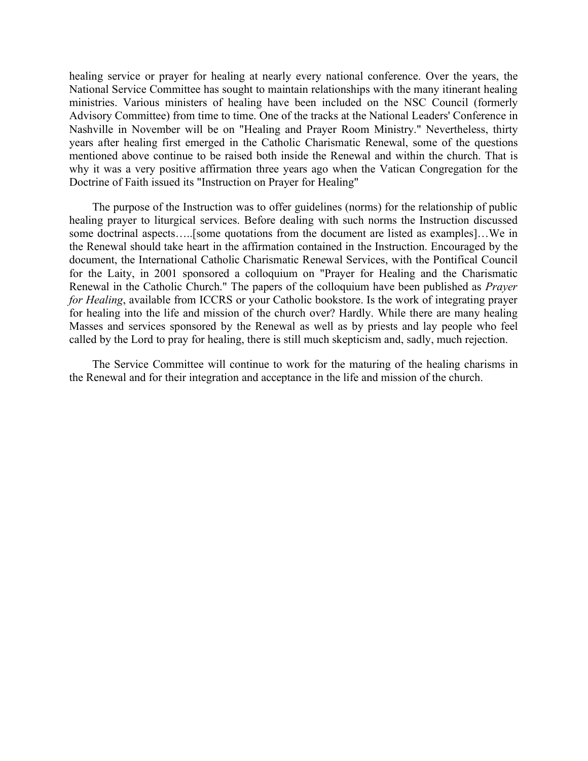healing service or prayer for healing at nearly every national conference. Over the years, the National Service Committee has sought to maintain relationships with the many itinerant healing ministries. Various ministers of healing have been included on the NSC Council (formerly Advisory Committee) from time to time. One of the tracks at the National Leaders' Conference in Nashville in November will be on "Healing and Prayer Room Ministry." Nevertheless, thirty years after healing first emerged in the Catholic Charismatic Renewal, some of the questions mentioned above continue to be raised both inside the Renewal and within the church. That is why it was a very positive affirmation three years ago when the Vatican Congregation for the Doctrine of Faith issued its "Instruction on Prayer for Healing"

The purpose of the Instruction was to offer guidelines (norms) for the relationship of public healing prayer to liturgical services. Before dealing with such norms the Instruction discussed some doctrinal aspects…..[some quotations from the document are listed as examples]…We in the Renewal should take heart in the affirmation contained in the Instruction. Encouraged by the document, the International Catholic Charismatic Renewal Services, with the Pontifical Council for the Laity, in 2001 sponsored a colloquium on "Prayer for Healing and the Charismatic Renewal in the Catholic Church." The papers of the colloquium have been published as *Prayer for Healing*, available from ICCRS or your Catholic bookstore. Is the work of integrating prayer for healing into the life and mission of the church over? Hardly. While there are many healing Masses and services sponsored by the Renewal as well as by priests and lay people who feel called by the Lord to pray for healing, there is still much skepticism and, sadly, much rejection.

The Service Committee will continue to work for the maturing of the healing charisms in the Renewal and for their integration and acceptance in the life and mission of the church.